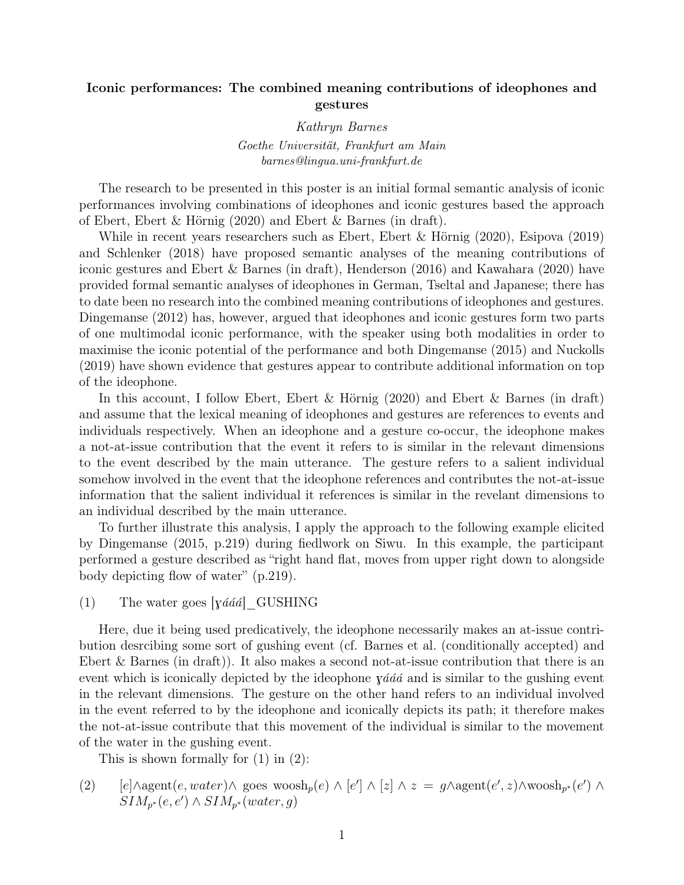# Iconic performances: The combined meaning contributions of ideophones and gestures

*Kathryn Barnes*

*Goethe Universität, Frankfurt am Main*

*barnes@lingua.uni-frankfurt.de*

The research to be presented in this poster is an initial formal semantic analysis of iconic performances involving combinations of ideophones and iconic gestures based the approach of Ebert, Ebert & Hörnig (2020) and Ebert & Barnes (in draft).

While in recent years researchers such as Ebert, Ebert & Hörnig (2020), Esipova (2019) and Schlenker (2018) have proposed semantic analyses of the meaning contributions of iconic gestures and Ebert & Barnes (in draft), Henderson (2016) and Kawahara (2020) have provided formal semantic analyses of ideophones in German, Tseltal and Japanese; there has to date been no research into the combined meaning contributions of ideophones and gestures. Dingemanse (2012) has, however, argued that ideophones and iconic gestures form two parts of one multimodal iconic performance, with the speaker using both modalities in order to maximise the iconic potential of the performance and both Dingemanse (2015) and Nuckolls (2019) have shown evidence that gestures appear to contribute additional information on top of the ideophone.

In this account, I follow Ebert, Ebert & Hörnig (2020) and Ebert & Barnes (in draft) and assume that the lexical meaning of ideophones and gestures are references to events and individuals respectively. When an ideophone and a gesture co-occur, the ideophone makes a not-at-issue contribution that the event it refers to is similar in the relevant dimensions to the event described by the main utterance. The gesture refers to a salient individual somehow involved in the event that the ideophone references and contributes the not-at-issue information that the salient individual it references is similar in the revelant dimensions to an individual described by the main utterance.

To further illustrate this analysis, I apply the approach to the following example elicited by Dingemanse (2015, p.219) during fiedlwork on Siwu. In this example, the participant performed a gesture described as "right hand flat, moves from upper right down to alongside body depicting flow of water" (p.219).

(1) The water goes [*ɣáá́á*]_GUSHING

Here, due it being used predicatively, the ideophone necessarily makes an at-issue contribution desrcibing some sort of gushing event (cf. Barnes et al. (conditionally accepted) and Ebert & Barnes (in draft)). It also makes a second not-at-issue contribution that there is an event which is iconically depicted by the ideophone *ɣáá́á* and is similar to the gushing event in the relevant dimensions. The gesture on the other hand refers to an individual involved in the event referred to by the ideophone and iconically depicts its path; it therefore makes the not-at-issue contribute that this movement of the individual is similar to the movement of the water in the gushing event.

This is shown formally for (1) in (2):

(2) $[e] \wedge \text{agent}(e, water) \wedge \text{ goes woosh}_p(e) \wedge [e'] \wedge [z] \wedge z = g \wedge \text{agent}(e', z) \wedge \text{woosh}_{p^*}(e') \wedge SIM_{p^*}(e, e') \wedge SIM_{p^*}(water, g)$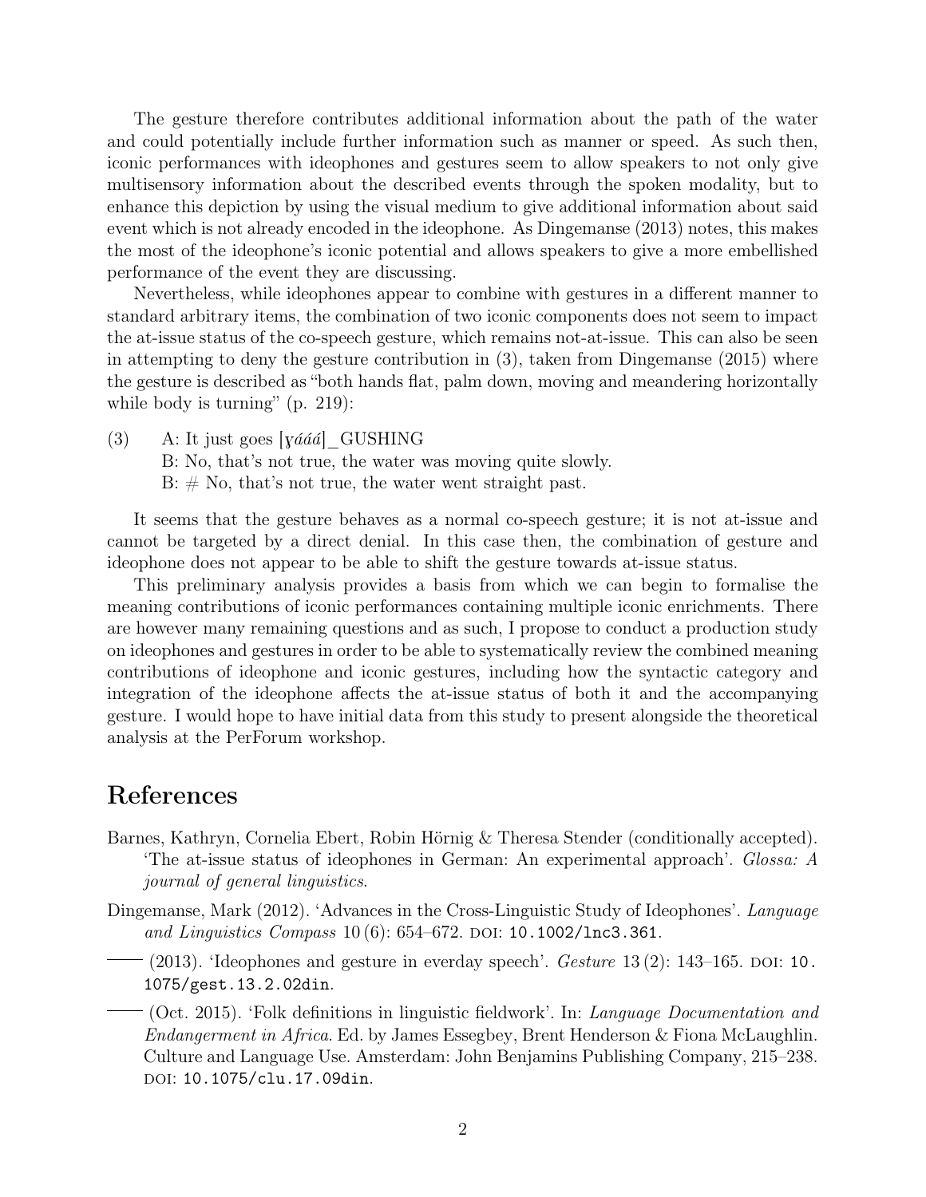The gesture therefore contributes additional information about the path of the water and could potentially include further information such as manner or speed. As such then, iconic performances with ideophones and gestures seem to allow speakers to not only give multisensory information about the described events through the spoken modality, but to enhance this depiction by using the visual medium to give additional information about said event which is not already encoded in the ideophone. As Dingemanse (2013) notes, this makes the most of the ideophone's iconic potential and allows speakers to give a more embellished performance of the event they are discussing.

Nevertheless, while ideophones appear to combine with gestures in a different manner to standard arbitrary items, the combination of two iconic components does not seem to impact the at-issue status of the co-speech gesture, which remains not-at-issue. This can also be seen in attempting to deny the gesture contribution in (3), taken from Dingemanse (2015) where the gesture is described as "both hands flat, palm down, moving and meandering horizontally while body is turning" (p. 219):

(3) A: It just goes [*ɣááá*]_GUSHING  
B: No, that's not true, the water was moving quite slowly.  
B: # No, that's not true, the water went straight past.

It seems that the gesture behaves as a normal co-speech gesture; it is not at-issue and cannot be targeted by a direct denial. In this case then, the combination of gesture and ideophone does not appear to be able to shift the gesture towards at-issue status.

This preliminary analysis provides a basis from which we can begin to formalise the meaning contributions of iconic performances containing multiple iconic enrichments. There are however many remaining questions and as such, I propose to conduct a production study on ideophones and gestures in order to be able to systematically review the combined meaning contributions of ideophone and iconic gestures, including how the syntactic category and integration of the ideophone affects the at-issue status of both it and the accompanying gesture. I would hope to have initial data from this study to present alongside the theoretical analysis at the PerForum workshop.

# References

Barnes, Kathryn, Cornelia Ebert, Robin Hörnig & Theresa Stender (conditionally accepted). 'The at-issue status of ideophones in German: An experimental approach'. *Glossa: A journal of general linguistics*.

Dingemanse, Mark (2012). 'Advances in the Cross-Linguistic Study of Ideophones'. *Language and Linguistics Compass* 10 (6): 654–672. DOI: 10.1002/lnc3.361.

—— (2013). 'Ideophones and gesture in everday speech'. *Gesture* 13 (2): 143–165. DOI: 10.1075/gest.13.2.02din.

—— (Oct. 2015). 'Folk definitions in linguistic fieldwork'. In: *Language Documentation and Endangerment in Africa*. Ed. by James Essegbey, Brent Henderson & Fiona McLaughlin. Culture and Language Use. Amsterdam: John Benjamins Publishing Company, 215–238. DOI: 10.1075/clu.17.09din.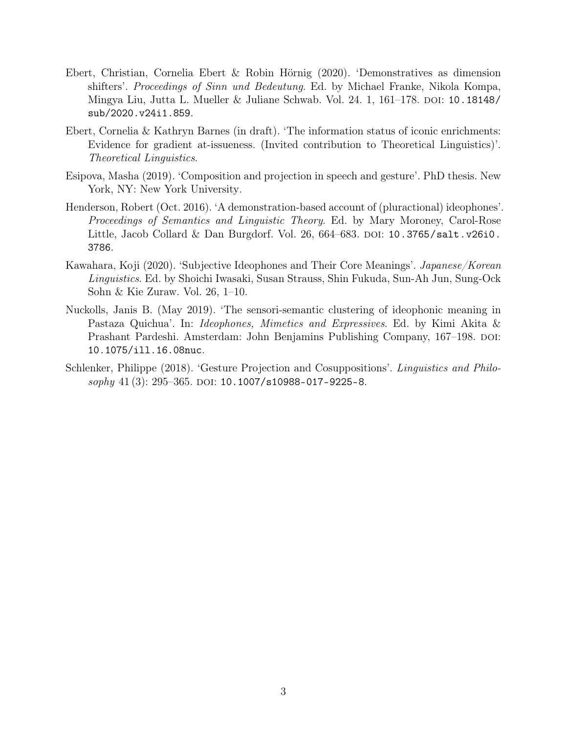Ebert, Christian, Cornelia Ebert & Robin Hörnig (2020). 'Demonstratives as dimension shifters'. *Proceedings of Sinn und Bedeutung*. Ed. by Michael Franke, Nikola Kompa, Mingya Liu, Jutta L. Mueller & Juliane Schwab. Vol. 24. 1, 161–178. DOI: 10.18148/sub/2020.v24i1.859.

Ebert, Cornelia & Kathryn Barnes (in draft). 'The information status of iconic enrichments: Evidence for gradient at-issueness. (Invited contribution to Theoretical Linguistics)'. *Theoretical Linguistics*.

Esipova, Masha (2019). 'Composition and projection in speech and gesture'. PhD thesis. New York, NY: New York University.

Henderson, Robert (Oct. 2016). 'A demonstration-based account of (pluractional) ideophones'. *Proceedings of Semantics and Linguistic Theory*. Ed. by Mary Moroney, Carol-Rose Little, Jacob Collard & Dan Burgdorf. Vol. 26, 664–683. DOI: 10.3765/salt.v26i0.3786.

Kawahara, Koji (2020). 'Subjective Ideophones and Their Core Meanings'. *Japanese/Korean Linguistics*. Ed. by Shoichi Iwasaki, Susan Strauss, Shin Fukuda, Sun-Ah Jun, Sung-Ock Sohn & Kie Zuraw. Vol. 26, 1–10.

Nuckolls, Janis B. (May 2019). 'The sensori-semantic clustering of ideophonic meaning in Pastaza Quichua'. In: *Ideophones, Mimetics and Expressives*. Ed. by Kimi Akita & Prashant Pardeshi. Amsterdam: John Benjamins Publishing Company, 167–198. DOI: 10.1075/ill.16.08nuc.

Schlenker, Philippe (2018). 'Gesture Projection and Cosuppositions'. *Linguistics and Philosophy* 41 (3): 295–365. DOI: 10.1007/s10988-017-9225-8.